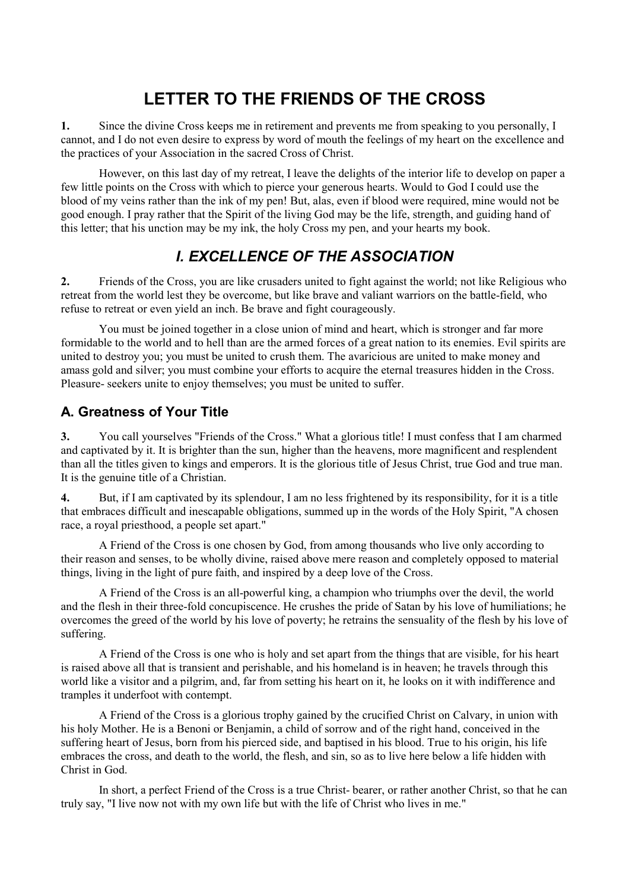# LETTER TO THE FRIENDS OF THE CROSS

**1.** Since the divine Cross keeps me in retirement and prevents me from speaking to you personally, I cannot, and I do not even desire to express by word of mouth the feelings of my heart on the excellence and the practices of your Association in the sacred Cross of Christ.

However, on this last day of my retreat, I leave the delights of the interior life to develop on paper a few little points on the Cross with which to pierce your generous hearts. Would to God I could use the blood of my veins rather than the ink of my pen! But, alas, even if blood were required, mine would not be good enough. I pray rather that the Spirit of the living God may be the life, strength, and guiding hand of this letter; that his unction may be my ink, the holy Cross my pen, and your hearts my book.

## *I. EXCELLENCE OF THE ASSOCIATION*

**2.** Friends of the Cross, you are like crusaders united to fight against the world; not like Religious who retreat from the world lest they be overcome, but like brave and valiant warriors on the battle-field, who refuse to retreat or even yield an inch. Be brave and fight courageously.

You must be joined together in a close union of mind and heart, which is stronger and far more formidable to the world and to hell than are the armed forces of a great nation to its enemies. Evil spirits are united to destroy you; you must be united to crush them. The avaricious are united to make money and amass gold and silver; you must combine your efforts to acquire the eternal treasures hidden in the Cross. Pleasure- seekers unite to enjoy themselves; you must be united to suffer.

### A. Greatness of Your Title

**3.** You call yourselves "Friends of the Cross." What a glorious title! I must confess that I am charmed and captivated by it. It is brighter than the sun, higher than the heavens, more magnificent and resplendent than all the titles given to kings and emperors. It is the glorious title of Jesus Christ, true God and true man. It is the genuine title of a Christian.

**4.** But, if I am captivated by its splendour, I am no less frightened by its responsibility, for it is a title that embraces difficult and inescapable obligations, summed up in the words of the Holy Spirit, "A chosen race, a royal priesthood, a people set apart."

A Friend of the Cross is one chosen by God, from among thousands who live only according to their reason and senses, to be wholly divine, raised above mere reason and completely opposed to material things, living in the light of pure faith, and inspired by a deep love of the Cross.

A Friend of the Cross is an all-powerful king, a champion who triumphs over the devil, the world and the flesh in their three-fold concupiscence. He crushes the pride of Satan by his love of humiliations; he overcomes the greed of the world by his love of poverty; he retrains the sensuality of the flesh by his love of suffering.

A Friend of the Cross is one who is holy and set apart from the things that are visible, for his heart is raised above all that is transient and perishable, and his homeland is in heaven; he travels through this world like a visitor and a pilgrim, and, far from setting his heart on it, he looks on it with indifference and tramples it underfoot with contempt.

A Friend of the Cross is a glorious trophy gained by the crucified Christ on Calvary, in union with his holy Mother. He is a Benoni or Benjamin, a child of sorrow and of the right hand, conceived in the suffering heart of Jesus, born from his pierced side, and baptised in his blood. True to his origin, his life embraces the cross, and death to the world, the flesh, and sin, so as to live here below a life hidden with Christ in God.

In short, a perfect Friend of the Cross is a true Christ- bearer, or rather another Christ, so that he can truly say, "I live now not with my own life but with the life of Christ who lives in me."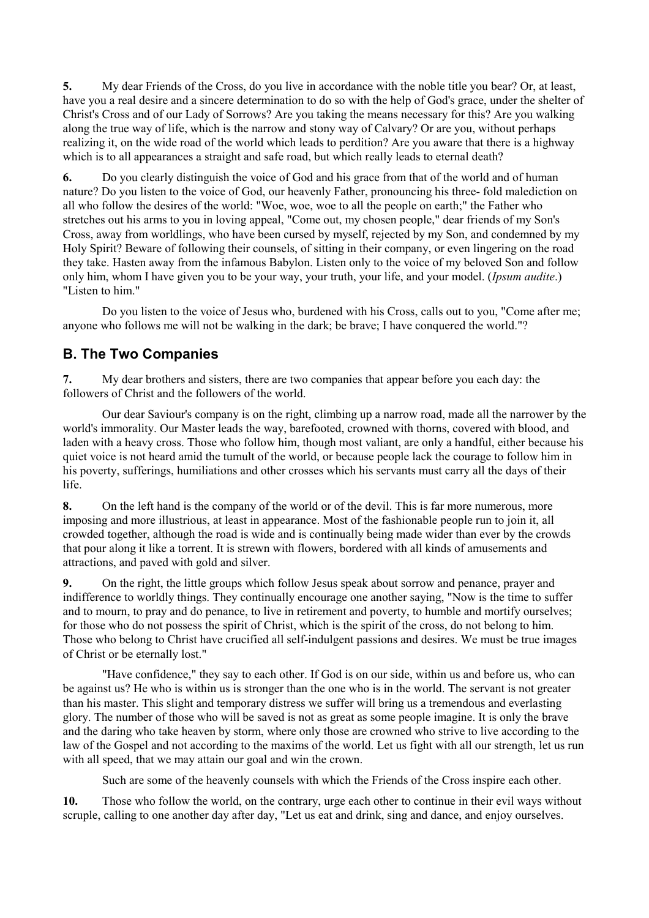**5.** My dear Friends of the Cross, do you live in accordance with the noble title you bear? Or, at least, have you a real desire and a sincere determination to do so with the help of God's grace, under the shelter of Christ's Cross and of our Lady of Sorrows? Are you taking the means necessary for this? Are you walking along the true way of life, which is the narrow and stony way of Calvary? Or are you, without perhaps realizing it, on the wide road of the world which leads to perdition? Are you aware that there is a highway which is to all appearances a straight and safe road, but which really leads to eternal death?

**6.** Do you clearly distinguish the voice of God and his grace from that of the world and of human nature? Do you listen to the voice of God, our heavenly Father, pronouncing his three- fold malediction on all who follow the desires of the world: "Woe, woe, woe to all the people on earth;" the Father who stretches out his arms to you in loving appeal, "Come out, my chosen people," dear friends of my Son's Cross, away from worldlings, who have been cursed by myself, rejected by my Son, and condemned by my Holy Spirit? Beware of following their counsels, of sitting in their company, or even lingering on the road they take. Hasten away from the infamous Babylon. Listen only to the voice of my beloved Son and follow only him, whom I have given you to be your way, your truth, your life, and your model. (*Ipsum audite*.) "Listen to him."

Do you listen to the voice of Jesus who, burdened with his Cross, calls out to you, "Come after me; anyone who follows me will not be walking in the dark; be brave; I have conquered the world."?

## B. The Two Companies

**7.** My dear brothers and sisters, there are two companies that appear before you each day: the followers of Christ and the followers of the world.

Our dear Saviour's company is on the right, climbing up a narrow road, made all the narrower by the world's immorality. Our Master leads the way, barefooted, crowned with thorns, covered with blood, and laden with a heavy cross. Those who follow him, though most valiant, are only a handful, either because his quiet voice is not heard amid the tumult of the world, or because people lack the courage to follow him in his poverty, sufferings, humiliations and other crosses which his servants must carry all the days of their life.

**8.** On the left hand is the company of the world or of the devil. This is far more numerous, more imposing and more illustrious, at least in appearance. Most of the fashionable people run to join it, all crowded together, although the road is wide and is continually being made wider than ever by the crowds that pour along it like a torrent. It is strewn with flowers, bordered with all kinds of amusements and attractions, and paved with gold and silver.

**9.** On the right, the little groups which follow Jesus speak about sorrow and penance, prayer and indifference to worldly things. They continually encourage one another saying, "Now is the time to suffer and to mourn, to pray and do penance, to live in retirement and poverty, to humble and mortify ourselves; for those who do not possess the spirit of Christ, which is the spirit of the cross, do not belong to him. Those who belong to Christ have crucified all self-indulgent passions and desires. We must be true images of Christ or be eternally lost."

"Have confidence," they say to each other. If God is on our side, within us and before us, who can be against us? He who is within us is stronger than the one who is in the world. The servant is not greater than his master. This slight and temporary distress we suffer will bring us a tremendous and everlasting glory. The number of those who will be saved is not as great as some people imagine. It is only the brave and the daring who take heaven by storm, where only those are crowned who strive to live according to the law of the Gospel and not according to the maxims of the world. Let us fight with all our strength, let us run with all speed, that we may attain our goal and win the crown.

Such are some of the heavenly counsels with which the Friends of the Cross inspire each other.

**10.** Those who follow the world, on the contrary, urge each other to continue in their evil ways without scruple, calling to one another day after day, "Let us eat and drink, sing and dance, and enjoy ourselves.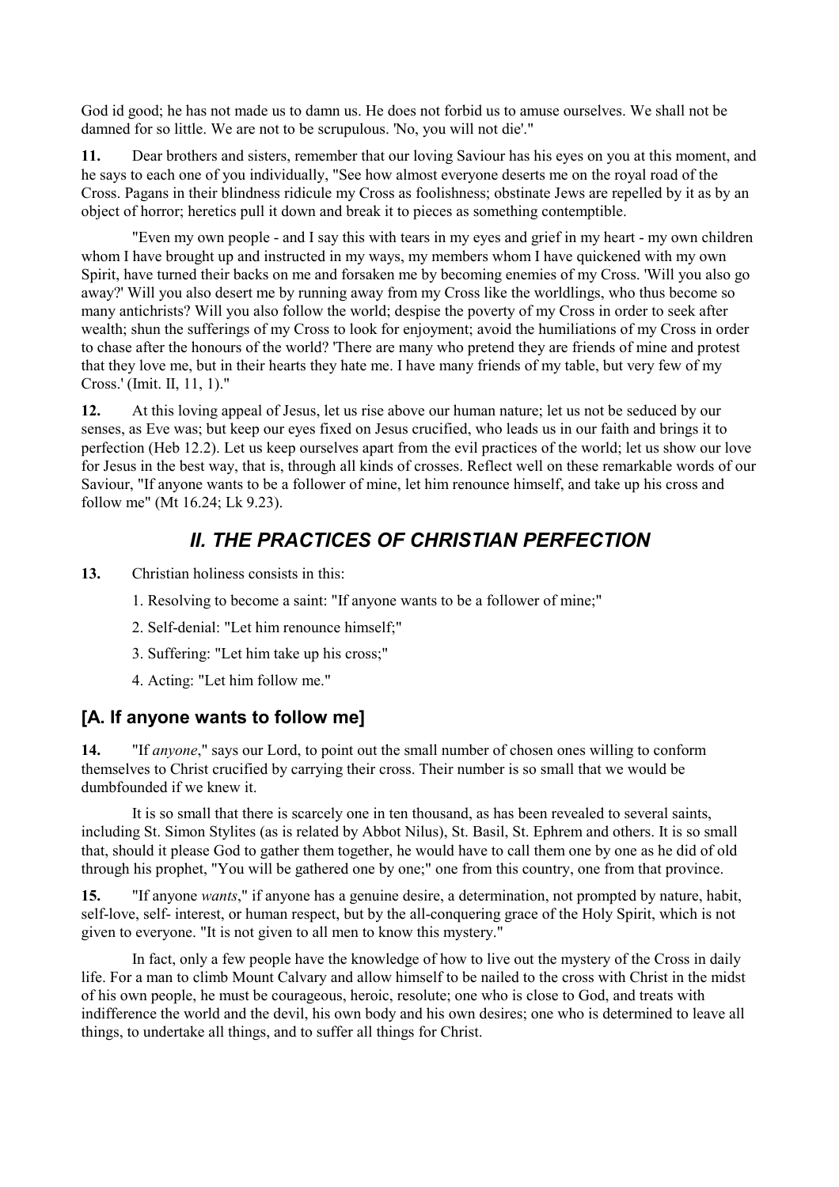God id good; he has not made us to damn us. He does not forbid us to amuse ourselves. We shall not be damned for so little. We are not to be scrupulous. 'No, you will not die'."

**11.** Dear brothers and sisters, remember that our loving Saviour has his eyes on you at this moment, and he says to each one of you individually, "See how almost everyone deserts me on the royal road of the Cross. Pagans in their blindness ridicule my Cross as foolishness; obstinate Jews are repelled by it as by an object of horror; heretics pull it down and break it to pieces as something contemptible.

"Even my own people - and I say this with tears in my eyes and grief in my heart - my own children whom I have brought up and instructed in my ways, my members whom I have quickened with my own Spirit, have turned their backs on me and forsaken me by becoming enemies of my Cross. 'Will you also go away?' Will you also desert me by running away from my Cross like the worldlings, who thus become so many antichrists? Will you also follow the world; despise the poverty of my Cross in order to seek after wealth; shun the sufferings of my Cross to look for enjoyment; avoid the humiliations of my Cross in order to chase after the honours of the world? 'There are many who pretend they are friends of mine and protest that they love me, but in their hearts they hate me. I have many friends of my table, but very few of my Cross.' (Imit. II, 11, 1)."

**12.** At this loving appeal of Jesus, let us rise above our human nature; let us not be seduced by our senses, as Eve was; but keep our eyes fixed on Jesus crucified, who leads us in our faith and brings it to perfection (Heb 12.2). Let us keep ourselves apart from the evil practices of the world; let us show our love for Jesus in the best way, that is, through all kinds of crosses. Reflect well on these remarkable words of our Saviour, "If anyone wants to be a follower of mine, let him renounce himself, and take up his cross and follow me" (Mt 16.24; Lk 9.23).

## *II. THE PRACTICES OF CHRISTIAN PERFECTION*

**13.** Christian holiness consists in this:

1. Resolving to become a saint: "If anyone wants to be a follower of mine;"
2. Self-denial: "Let him renounce himself;"
3. Suffering: "Let him take up his cross;"
4. Acting: "Let him follow me."

### [A. If anyone wants to follow me]

**14.** "If *anyone*," says our Lord, to point out the small number of chosen ones willing to conform themselves to Christ crucified by carrying their cross. Their number is so small that we would be dumbfounded if we knew it.

It is so small that there is scarcely one in ten thousand, as has been revealed to several saints, including St. Simon Stylites (as is related by Abbot Nilus), St. Basil, St. Ephrem and others. It is so small that, should it please God to gather them together, he would have to call them one by one as he did of old through his prophet, "You will be gathered one by one;" one from this country, one from that province.

**15.** "If anyone *wants*," if anyone has a genuine desire, a determination, not prompted by nature, habit, self-love, self- interest, or human respect, but by the all-conquering grace of the Holy Spirit, which is not given to everyone. "It is not given to all men to know this mystery."

In fact, only a few people have the knowledge of how to live out the mystery of the Cross in daily life. For a man to climb Mount Calvary and allow himself to be nailed to the cross with Christ in the midst of his own people, he must be courageous, heroic, resolute; one who is close to God, and treats with indifference the world and the devil, his own body and his own desires; one who is determined to leave all things, to undertake all things, and to suffer all things for Christ.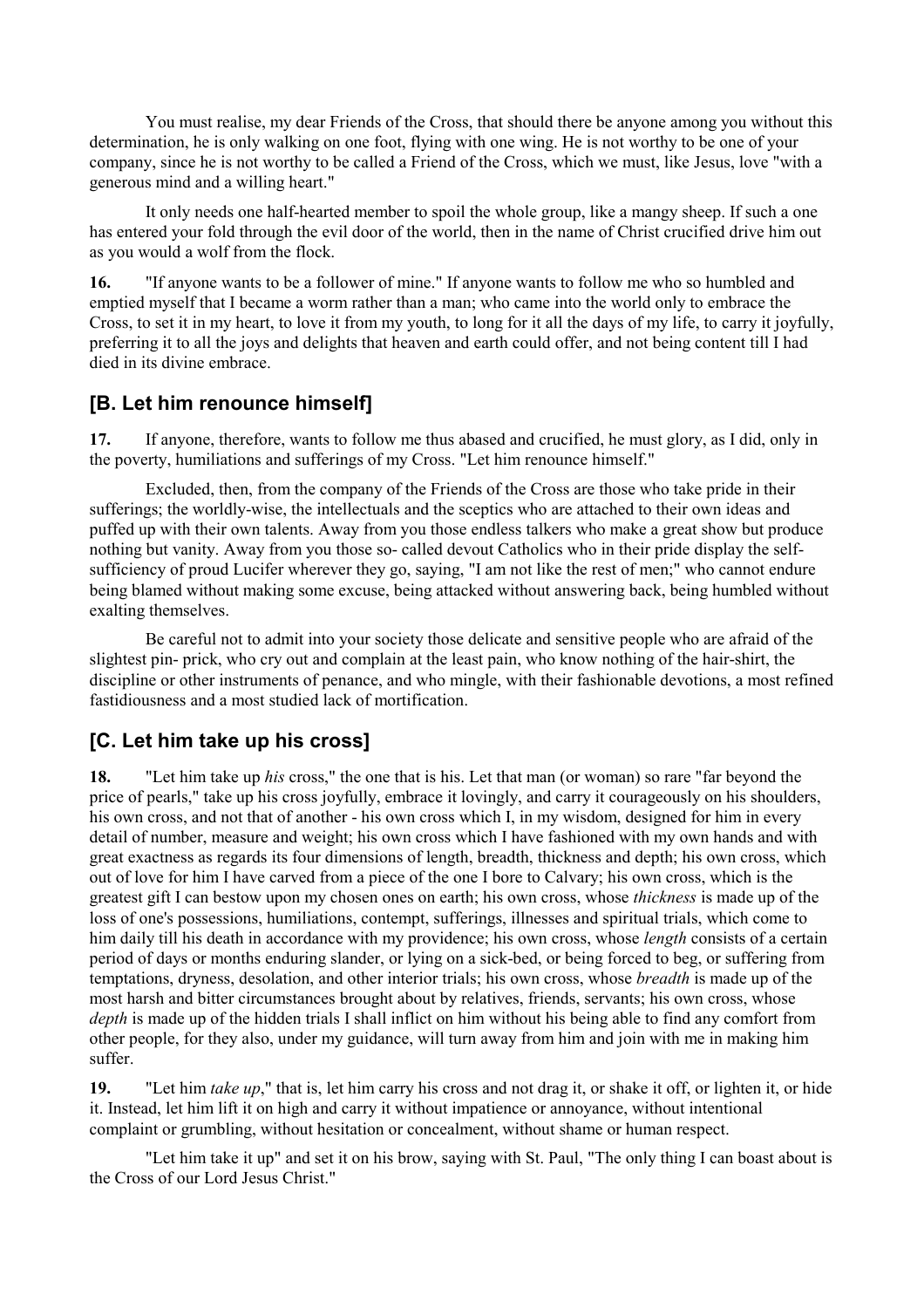You must realise, my dear Friends of the Cross, that should there be anyone among you without this determination, he is only walking on one foot, flying with one wing. He is not worthy to be one of your company, since he is not worthy to be called a Friend of the Cross, which we must, like Jesus, love "with a generous mind and a willing heart."

It only needs one half-hearted member to spoil the whole group, like a mangy sheep. If such a one has entered your fold through the evil door of the world, then in the name of Christ crucified drive him out as you would a wolf from the flock.

**16.** "If anyone wants to be a follower of mine." If anyone wants to follow me who so humbled and emptied myself that I became a worm rather than a man; who came into the world only to embrace the Cross, to set it in my heart, to love it from my youth, to long for it all the days of my life, to carry it joyfully, preferring it to all the joys and delights that heaven and earth could offer, and not being content till I had died in its divine embrace.

## [B. Let him renounce himself]

**17.** If anyone, therefore, wants to follow me thus abased and crucified, he must glory, as I did, only in the poverty, humiliations and sufferings of my Cross. "Let him renounce himself."

Excluded, then, from the company of the Friends of the Cross are those who take pride in their sufferings; the worldly-wise, the intellectuals and the sceptics who are attached to their own ideas and puffed up with their own talents. Away from you those endless talkers who make a great show but produce nothing but vanity. Away from you those so- called devout Catholics who in their pride display the self-sufficiency of proud Lucifer wherever they go, saying, "I am not like the rest of men;" who cannot endure being blamed without making some excuse, being attacked without answering back, being humbled without exalting themselves.

Be careful not to admit into your society those delicate and sensitive people who are afraid of the slightest pin- prick, who cry out and complain at the least pain, who know nothing of the hair-shirt, the discipline or other instruments of penance, and who mingle, with their fashionable devotions, a most refined fastidiousness and a most studied lack of mortification.

## [C. Let him take up his cross]

**18.** "Let him take up *his* cross," the one that is his. Let that man (or woman) so rare "far beyond the price of pearls," take up his cross joyfully, embrace it lovingly, and carry it courageously on his shoulders, his own cross, and not that of another - his own cross which I, in my wisdom, designed for him in every detail of number, measure and weight; his own cross which I have fashioned with my own hands and with great exactness as regards its four dimensions of length, breadth, thickness and depth; his own cross, which out of love for him I have carved from a piece of the one I bore to Calvary; his own cross, which is the greatest gift I can bestow upon my chosen ones on earth; his own cross, whose *thickness* is made up of the loss of one's possessions, humiliations, contempt, sufferings, illnesses and spiritual trials, which come to him daily till his death in accordance with my providence; his own cross, whose *length* consists of a certain period of days or months enduring slander, or lying on a sick-bed, or being forced to beg, or suffering from temptations, dryness, desolation, and other interior trials; his own cross, whose *breadth* is made up of the most harsh and bitter circumstances brought about by relatives, friends, servants; his own cross, whose *depth* is made up of the hidden trials I shall inflict on him without his being able to find any comfort from other people, for they also, under my guidance, will turn away from him and join with me in making him suffer.

**19.** "Let him *take up*," that is, let him carry his cross and not drag it, or shake it off, or lighten it, or hide it. Instead, let him lift it on high and carry it without impatience or annoyance, without intentional complaint or grumbling, without hesitation or concealment, without shame or human respect.

"Let him take it up" and set it on his brow, saying with St. Paul, "The only thing I can boast about is the Cross of our Lord Jesus Christ."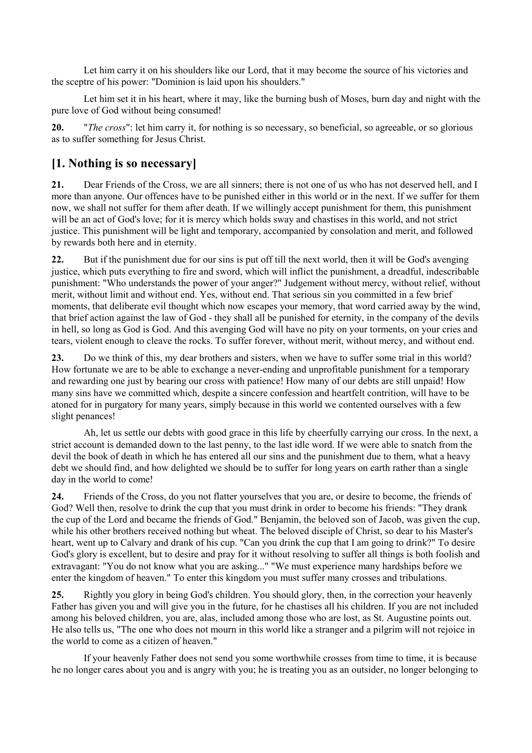Let him carry it on his shoulders like our Lord, that it may become the source of his victories and the sceptre of his power: "Dominion is laid upon his shoulders."

Let him set it in his heart, where it may, like the burning bush of Moses, burn day and night with the pure love of God without being consumed!

**20.** "*The cross*": let him carry it, for nothing is so necessary, so beneficial, so agreeable, or so glorious as to suffer something for Jesus Christ.

## [1. Nothing is so necessary]

**21.** Dear Friends of the Cross, we are all sinners; there is not one of us who has not deserved hell, and I more than anyone. Our offences have to be punished either in this world or in the next. If we suffer for them now, we shall not suffer for them after death. If we willingly accept punishment for them, this punishment will be an act of God's love; for it is mercy which holds sway and chastises in this world, and not strict justice. This punishment will be light and temporary, accompanied by consolation and merit, and followed by rewards both here and in eternity.

**22.** But if the punishment due for our sins is put off till the next world, then it will be God's avenging justice, which puts everything to fire and sword, which will inflict the punishment, a dreadful, indescribable punishment: "Who understands the power of your anger?" Judgement without mercy, without relief, without merit, without limit and without end. Yes, without end. That serious sin you committed in a few brief moments, that deliberate evil thought which now escapes your memory, that word carried away by the wind, that brief action against the law of God - they shall all be punished for eternity, in the company of the devils in hell, so long as God is God. And this avenging God will have no pity on your torments, on your cries and tears, violent enough to cleave the rocks. To suffer forever, without merit, without mercy, and without end.

**23.** Do we think of this, my dear brothers and sisters, when we have to suffer some trial in this world? How fortunate we are to be able to exchange a never-ending and unprofitable punishment for a temporary and rewarding one just by bearing our cross with patience! How many of our debts are still unpaid! How many sins have we committed which, despite a sincere confession and heartfelt contrition, will have to be atoned for in purgatory for many years, simply because in this world we contented ourselves with a few slight penances!

Ah, let us settle our debts with good grace in this life by cheerfully carrying our cross. In the next, a strict account is demanded down to the last penny, to the last idle word. If we were able to snatch from the devil the book of death in which he has entered all our sins and the punishment due to them, what a heavy debt we should find, and how delighted we should be to suffer for long years on earth rather than a single day in the world to come!

**24.** Friends of the Cross, do you not flatter yourselves that you are, or desire to become, the friends of God? Well then, resolve to drink the cup that you must drink in order to become his friends: "They drank the cup of the Lord and became the friends of God." Benjamin, the beloved son of Jacob, was given the cup, while his other brothers received nothing but wheat. The beloved disciple of Christ, so dear to his Master's heart, went up to Calvary and drank of his cup. "Can you drink the cup that I am going to drink?" To desire God's glory is excellent, but to desire and pray for it without resolving to suffer all things is both foolish and extravagant: "You do not know what you are asking..." "We must experience many hardships before we enter the kingdom of heaven." To enter this kingdom you must suffer many crosses and tribulations.

**25.** Rightly you glory in being God's children. You should glory, then, in the correction your heavenly Father has given you and will give you in the future, for he chastises all his children. If you are not included among his beloved children, you are, alas, included among those who are lost, as St. Augustine points out. He also tells us, "The one who does not mourn in this world like a stranger and a pilgrim will not rejoice in the world to come as a citizen of heaven."

If your heavenly Father does not send you some worthwhile crosses from time to time, it is because he no longer cares about you and is angry with you; he is treating you as an outsider, no longer belonging to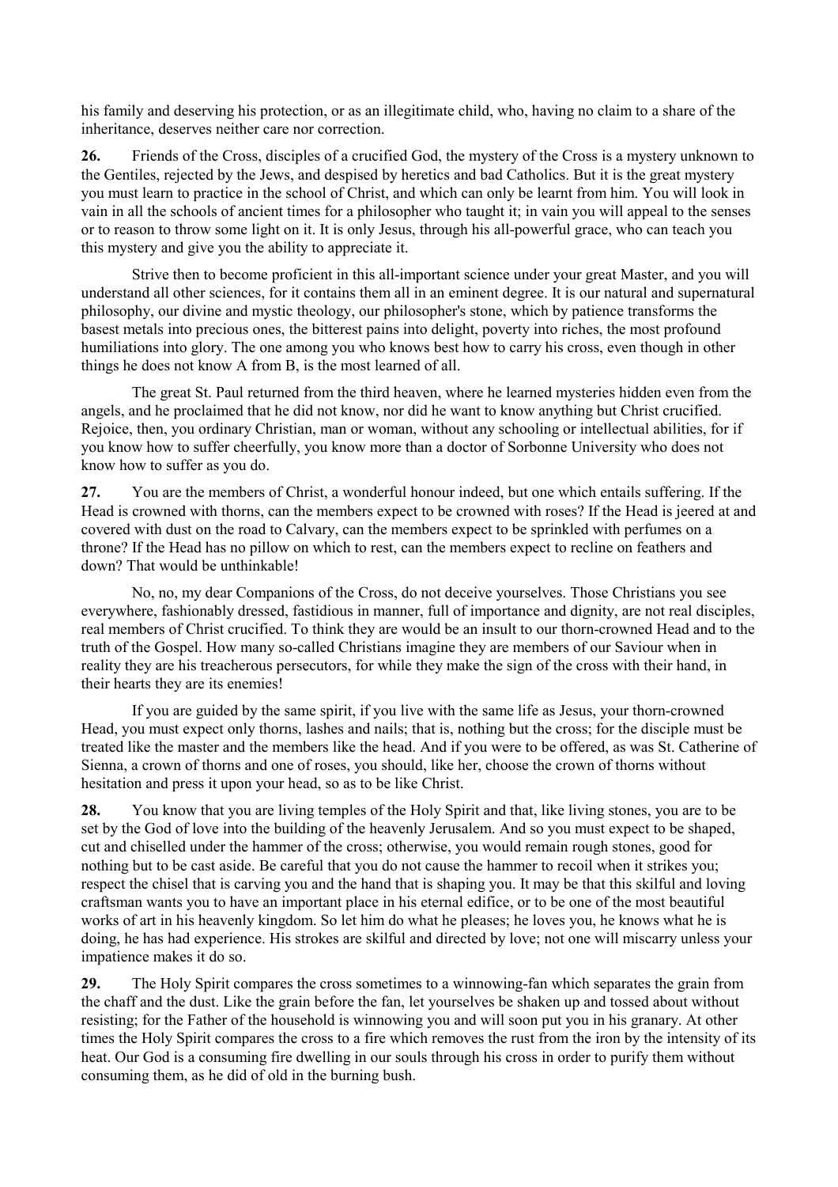his family and deserving his protection, or as an illegitimate child, who, having no claim to a share of the inheritance, deserves neither care nor correction.

**26.** Friends of the Cross, disciples of a crucified God, the mystery of the Cross is a mystery unknown to the Gentiles, rejected by the Jews, and despised by heretics and bad Catholics. But it is the great mystery you must learn to practice in the school of Christ, and which can only be learnt from him. You will look in vain in all the schools of ancient times for a philosopher who taught it; in vain you will appeal to the senses or to reason to throw some light on it. It is only Jesus, through his all-powerful grace, who can teach you this mystery and give you the ability to appreciate it.

Strive then to become proficient in this all-important science under your great Master, and you will understand all other sciences, for it contains them all in an eminent degree. It is our natural and supernatural philosophy, our divine and mystic theology, our philosopher's stone, which by patience transforms the basest metals into precious ones, the bitterest pains into delight, poverty into riches, the most profound humiliations into glory. The one among you who knows best how to carry his cross, even though in other things he does not know A from B, is the most learned of all.

The great St. Paul returned from the third heaven, where he learned mysteries hidden even from the angels, and he proclaimed that he did not know, nor did he want to know anything but Christ crucified. Rejoice, then, you ordinary Christian, man or woman, without any schooling or intellectual abilities, for if you know how to suffer cheerfully, you know more than a doctor of Sorbonne University who does not know how to suffer as you do.

**27.** You are the members of Christ, a wonderful honour indeed, but one which entails suffering. If the Head is crowned with thorns, can the members expect to be crowned with roses? If the Head is jeered at and covered with dust on the road to Calvary, can the members expect to be sprinkled with perfumes on a throne? If the Head has no pillow on which to rest, can the members expect to recline on feathers and down? That would be unthinkable!

No, no, my dear Companions of the Cross, do not deceive yourselves. Those Christians you see everywhere, fashionably dressed, fastidious in manner, full of importance and dignity, are not real disciples, real members of Christ crucified. To think they are would be an insult to our thorn-crowned Head and to the truth of the Gospel. How many so-called Christians imagine they are members of our Saviour when in reality they are his treacherous persecutors, for while they make the sign of the cross with their hand, in their hearts they are its enemies!

If you are guided by the same spirit, if you live with the same life as Jesus, your thorn-crowned Head, you must expect only thorns, lashes and nails; that is, nothing but the cross; for the disciple must be treated like the master and the members like the head. And if you were to be offered, as was St. Catherine of Sienna, a crown of thorns and one of roses, you should, like her, choose the crown of thorns without hesitation and press it upon your head, so as to be like Christ.

**28.** You know that you are living temples of the Holy Spirit and that, like living stones, you are to be set by the God of love into the building of the heavenly Jerusalem. And so you must expect to be shaped, cut and chiselled under the hammer of the cross; otherwise, you would remain rough stones, good for nothing but to be cast aside. Be careful that you do not cause the hammer to recoil when it strikes you; respect the chisel that is carving you and the hand that is shaping you. It may be that this skilful and loving craftsman wants you to have an important place in his eternal edifice, or to be one of the most beautiful works of art in his heavenly kingdom. So let him do what he pleases; he loves you, he knows what he is doing, he has had experience. His strokes are skilful and directed by love; not one will miscarry unless your impatience makes it do so.

**29.** The Holy Spirit compares the cross sometimes to a winnowing-fan which separates the grain from the chaff and the dust. Like the grain before the fan, let yourselves be shaken up and tossed about without resisting; for the Father of the household is winnowing you and will soon put you in his granary. At other times the Holy Spirit compares the cross to a fire which removes the rust from the iron by the intensity of its heat. Our God is a consuming fire dwelling in our souls through his cross in order to purify them without consuming them, as he did of old in the burning bush.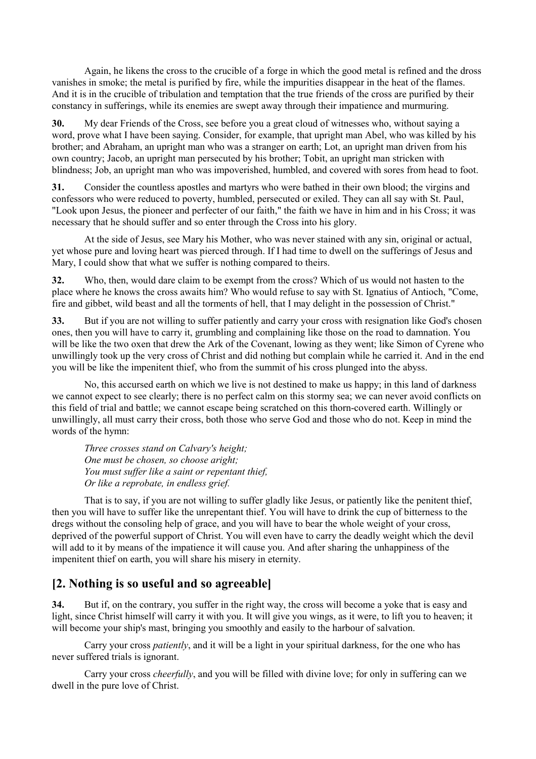Again, he likens the cross to the crucible of a forge in which the good metal is refined and the dross vanishes in smoke; the metal is purified by fire, while the impurities disappear in the heat of the flames. And it is in the crucible of tribulation and temptation that the true friends of the cross are purified by their constancy in sufferings, while its enemies are swept away through their impatience and murmuring.

**30.** My dear Friends of the Cross, see before you a great cloud of witnesses who, without saying a word, prove what I have been saying. Consider, for example, that upright man Abel, who was killed by his brother; and Abraham, an upright man who was a stranger on earth; Lot, an upright man driven from his own country; Jacob, an upright man persecuted by his brother; Tobit, an upright man stricken with blindness; Job, an upright man who was impoverished, humbled, and covered with sores from head to foot.

**31.** Consider the countless apostles and martyrs who were bathed in their own blood; the virgins and confessors who were reduced to poverty, humbled, persecuted or exiled. They can all say with St. Paul, "Look upon Jesus, the pioneer and perfecter of our faith," the faith we have in him and in his Cross; it was necessary that he should suffer and so enter through the Cross into his glory.

At the side of Jesus, see Mary his Mother, who was never stained with any sin, original or actual, yet whose pure and loving heart was pierced through. If I had time to dwell on the sufferings of Jesus and Mary, I could show that what we suffer is nothing compared to theirs.

**32.** Who, then, would dare claim to be exempt from the cross? Which of us would not hasten to the place where he knows the cross awaits him? Who would refuse to say with St. Ignatius of Antioch, "Come, fire and gibbet, wild beast and all the torments of hell, that I may delight in the possession of Christ."

**33.** But if you are not willing to suffer patiently and carry your cross with resignation like God's chosen ones, then you will have to carry it, grumbling and complaining like those on the road to damnation. You will be like the two oxen that drew the Ark of the Covenant, lowing as they went; like Simon of Cyrene who unwillingly took up the very cross of Christ and did nothing but complain while he carried it. And in the end you will be like the impenitent thief, who from the summit of his cross plunged into the abyss.

No, this accursed earth on which we live is not destined to make us happy; in this land of darkness we cannot expect to see clearly; there is no perfect calm on this stormy sea; we can never avoid conflicts on this field of trial and battle; we cannot escape being scratched on this thorn-covered earth. Willingly or unwillingly, all must carry their cross, both those who serve God and those who do not. Keep in mind the words of the hymn:

*Three crosses stand on Calvary's height;*
*One must be chosen, so choose aright;*
*You must suffer like a saint or repentant thief,*
*Or like a reprobate, in endless grief.*

That is to say, if you are not willing to suffer gladly like Jesus, or patiently like the penitent thief, then you will have to suffer like the unrepentant thief. You will have to drink the cup of bitterness to the dregs without the consoling help of grace, and you will have to bear the whole weight of your cross, deprived of the powerful support of Christ. You will even have to carry the deadly weight which the devil will add to it by means of the impatience it will cause you. And after sharing the unhappiness of the impenitent thief on earth, you will share his misery in eternity.

## [2. Nothing is so useful and so agreeable]

**34.** But if, on the contrary, you suffer in the right way, the cross will become a yoke that is easy and light, since Christ himself will carry it with you. It will give you wings, as it were, to lift you to heaven; it will become your ship's mast, bringing you smoothly and easily to the harbour of salvation.

Carry your cross *patiently*, and it will be a light in your spiritual darkness, for the one who has never suffered trials is ignorant.

Carry your cross *cheerfully*, and you will be filled with divine love; for only in suffering can we dwell in the pure love of Christ.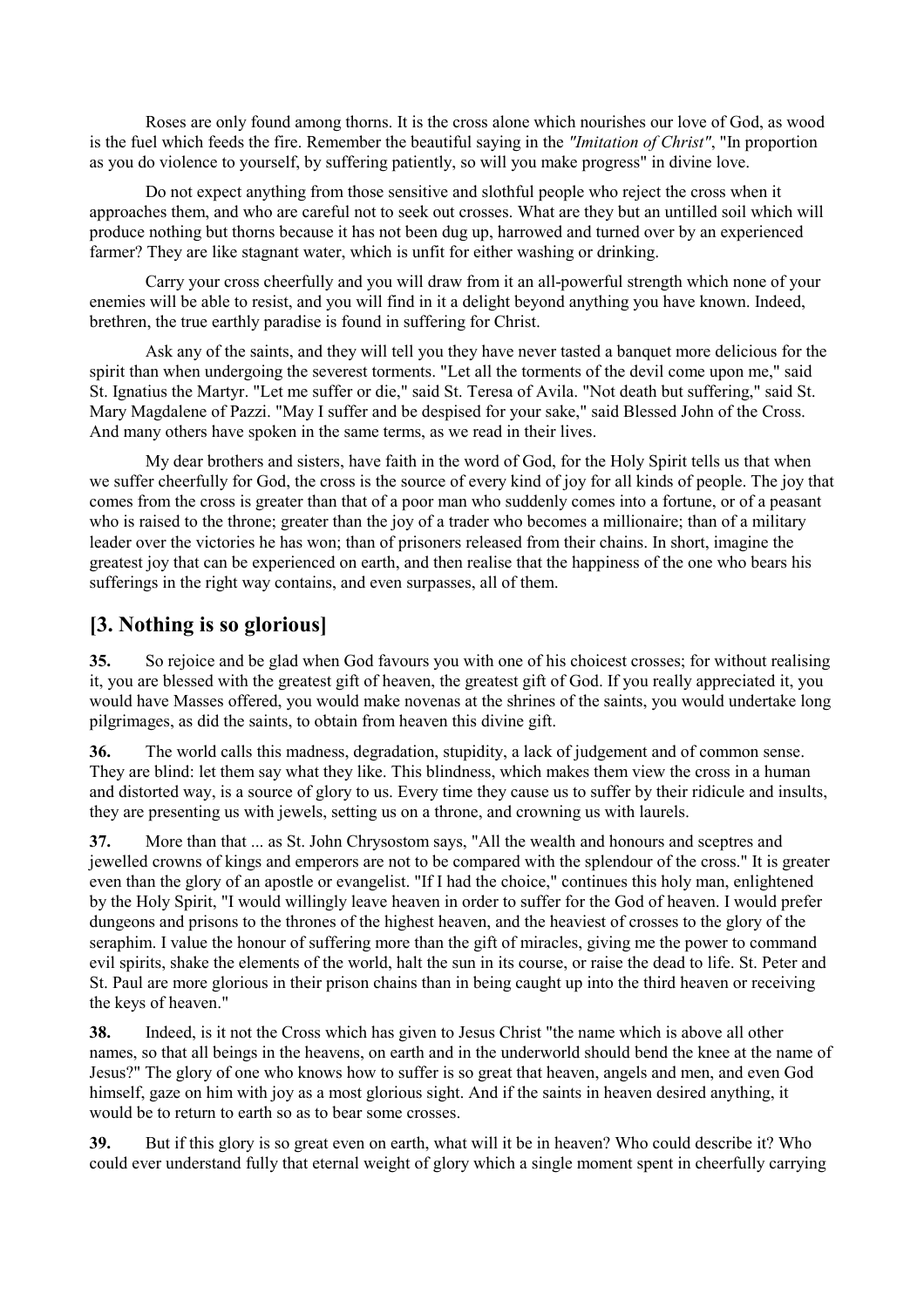Roses are only found among thorns. It is the cross alone which nourishes our love of God, as wood is the fuel which feeds the fire. Remember the beautiful saying in the *"Imitation of Christ"*, "In proportion as you do violence to yourself, by suffering patiently, so will you make progress" in divine love.

Do not expect anything from those sensitive and slothful people who reject the cross when it approaches them, and who are careful not to seek out crosses. What are they but an untilled soil which will produce nothing but thorns because it has not been dug up, harrowed and turned over by an experienced farmer? They are like stagnant water, which is unfit for either washing or drinking.

Carry your cross cheerfully and you will draw from it an all-powerful strength which none of your enemies will be able to resist, and you will find in it a delight beyond anything you have known. Indeed, brethren, the true earthly paradise is found in suffering for Christ.

Ask any of the saints, and they will tell you they have never tasted a banquet more delicious for the spirit than when undergoing the severest torments. "Let all the torments of the devil come upon me," said St. Ignatius the Martyr. "Let me suffer or die," said St. Teresa of Avila. "Not death but suffering," said St. Mary Magdalene of Pazzi. "May I suffer and be despised for your sake," said Blessed John of the Cross. And many others have spoken in the same terms, as we read in their lives.

My dear brothers and sisters, have faith in the word of God, for the Holy Spirit tells us that when we suffer cheerfully for God, the cross is the source of every kind of joy for all kinds of people. The joy that comes from the cross is greater than that of a poor man who suddenly comes into a fortune, or of a peasant who is raised to the throne; greater than the joy of a trader who becomes a millionaire; than of a military leader over the victories he has won; than of prisoners released from their chains. In short, imagine the greatest joy that can be experienced on earth, and then realise that the happiness of the one who bears his sufferings in the right way contains, and even surpasses, all of them.

## [3. Nothing is so glorious]

**35.** So rejoice and be glad when God favours you with one of his choicest crosses; for without realising it, you are blessed with the greatest gift of heaven, the greatest gift of God. If you really appreciated it, you would have Masses offered, you would make novenas at the shrines of the saints, you would undertake long pilgrimages, as did the saints, to obtain from heaven this divine gift.

**36.** The world calls this madness, degradation, stupidity, a lack of judgement and of common sense. They are blind: let them say what they like. This blindness, which makes them view the cross in a human and distorted way, is a source of glory to us. Every time they cause us to suffer by their ridicule and insults, they are presenting us with jewels, setting us on a throne, and crowning us with laurels.

**37.** More than that ... as St. John Chrysostom says, "All the wealth and honours and sceptres and jewelled crowns of kings and emperors are not to be compared with the splendour of the cross." It is greater even than the glory of an apostle or evangelist. "If I had the choice," continues this holy man, enlightened by the Holy Spirit, "I would willingly leave heaven in order to suffer for the God of heaven. I would prefer dungeons and prisons to the thrones of the highest heaven, and the heaviest of crosses to the glory of the seraphim. I value the honour of suffering more than the gift of miracles, giving me the power to command evil spirits, shake the elements of the world, halt the sun in its course, or raise the dead to life. St. Peter and St. Paul are more glorious in their prison chains than in being caught up into the third heaven or receiving the keys of heaven."

**38.** Indeed, is it not the Cross which has given to Jesus Christ "the name which is above all other names, so that all beings in the heavens, on earth and in the underworld should bend the knee at the name of Jesus?" The glory of one who knows how to suffer is so great that heaven, angels and men, and even God himself, gaze on him with joy as a most glorious sight. And if the saints in heaven desired anything, it would be to return to earth so as to bear some crosses.

**39.** But if this glory is so great even on earth, what will it be in heaven? Who could describe it? Who could ever understand fully that eternal weight of glory which a single moment spent in cheerfully carrying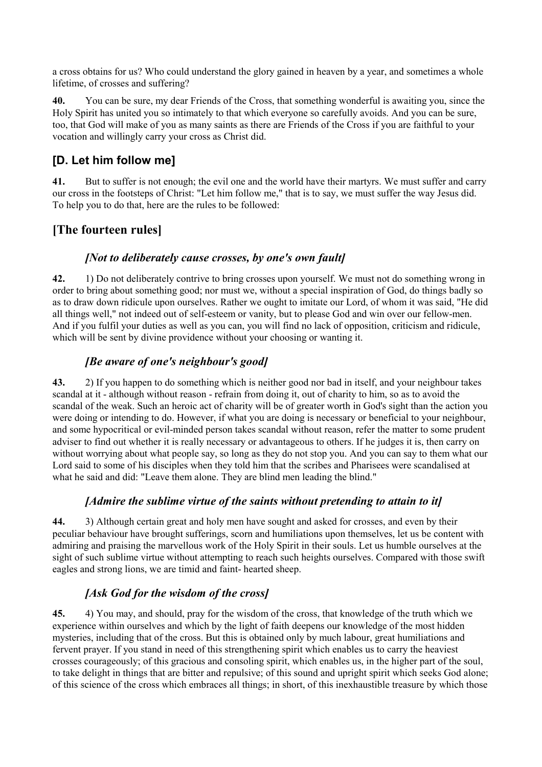a cross obtains for us? Who could understand the glory gained in heaven by a year, and sometimes a whole lifetime, of crosses and suffering?

**40.** You can be sure, my dear Friends of the Cross, that something wonderful is awaiting you, since the Holy Spirit has united you so intimately to that which everyone so carefully avoids. And you can be sure, too, that God will make of you as many saints as there are Friends of the Cross if you are faithful to your vocation and willingly carry your cross as Christ did.

## [D. Let him follow me]

**41.** But to suffer is not enough; the evil one and the world have their martyrs. We must suffer and carry our cross in the footsteps of Christ: "Let him follow me," that is to say, we must suffer the way Jesus did. To help you to do that, here are the rules to be followed:

## [The fourteen rules]

### *[Not to deliberately cause crosses, by one's own fault]*

**42.** 1) Do not deliberately contrive to bring crosses upon yourself. We must not do something wrong in order to bring about something good; nor must we, without a special inspiration of God, do things badly so as to draw down ridicule upon ourselves. Rather we ought to imitate our Lord, of whom it was said, "He did all things well," not indeed out of self-esteem or vanity, but to please God and win over our fellow-men. And if you fulfil your duties as well as you can, you will find no lack of opposition, criticism and ridicule, which will be sent by divine providence without your choosing or wanting it.

### *[Be aware of one's neighbour's good]*

**43.** 2) If you happen to do something which is neither good nor bad in itself, and your neighbour takes scandal at it - although without reason - refrain from doing it, out of charity to him, so as to avoid the scandal of the weak. Such an heroic act of charity will be of greater worth in God's sight than the action you were doing or intending to do. However, if what you are doing is necessary or beneficial to your neighbour, and some hypocritical or evil-minded person takes scandal without reason, refer the matter to some prudent adviser to find out whether it is really necessary or advantageous to others. If he judges it is, then carry on without worrying about what people say, so long as they do not stop you. And you can say to them what our Lord said to some of his disciples when they told him that the scribes and Pharisees were scandalised at what he said and did: "Leave them alone. They are blind men leading the blind."

### *[Admire the sublime virtue of the saints without pretending to attain to it]*

**44.** 3) Although certain great and holy men have sought and asked for crosses, and even by their peculiar behaviour have brought sufferings, scorn and humiliations upon themselves, let us be content with admiring and praising the marvellous work of the Holy Spirit in their souls. Let us humble ourselves at the sight of such sublime virtue without attempting to reach such heights ourselves. Compared with those swift eagles and strong lions, we are timid and faint- hearted sheep.

### *[Ask God for the wisdom of the cross]*

**45.** 4) You may, and should, pray for the wisdom of the cross, that knowledge of the truth which we experience within ourselves and which by the light of faith deepens our knowledge of the most hidden mysteries, including that of the cross. But this is obtained only by much labour, great humiliations and fervent prayer. If you stand in need of this strengthening spirit which enables us to carry the heaviest crosses courageously; of this gracious and consoling spirit, which enables us, in the higher part of the soul, to take delight in things that are bitter and repulsive; of this sound and upright spirit which seeks God alone; of this science of the cross which embraces all things; in short, of this inexhaustible treasure by which those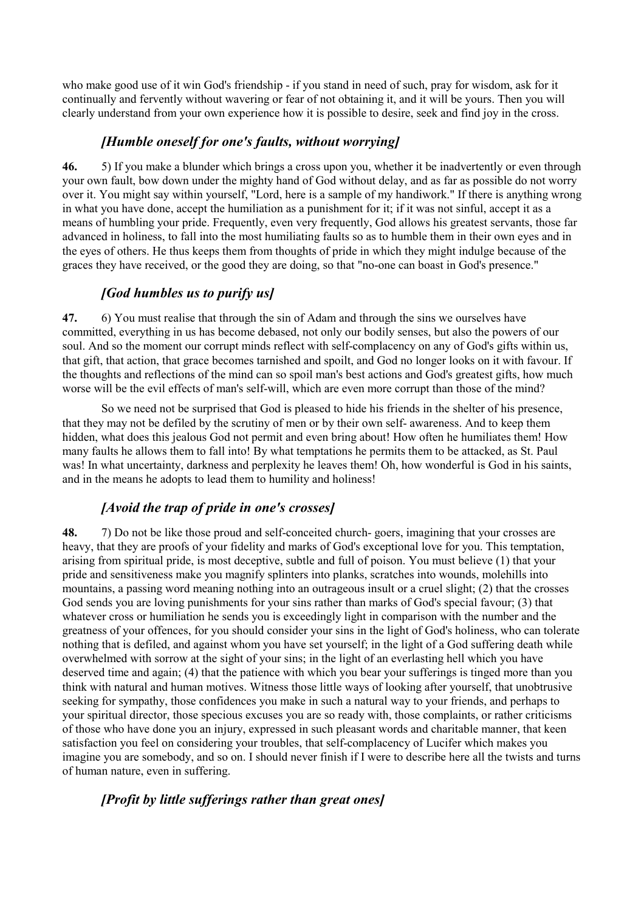who make good use of it win God's friendship - if you stand in need of such, pray for wisdom, ask for it continually and fervently without wavering or fear of not obtaining it, and it will be yours. Then you will clearly understand from your own experience how it is possible to desire, seek and find joy in the cross.

### *[Humble oneself for one's faults, without worrying]*

**46.** 5) If you make a blunder which brings a cross upon you, whether it be inadvertently or even through your own fault, bow down under the mighty hand of God without delay, and as far as possible do not worry over it. You might say within yourself, "Lord, here is a sample of my handiwork." If there is anything wrong in what you have done, accept the humiliation as a punishment for it; if it was not sinful, accept it as a means of humbling your pride. Frequently, even very frequently, God allows his greatest servants, those far advanced in holiness, to fall into the most humiliating faults so as to humble them in their own eyes and in the eyes of others. He thus keeps them from thoughts of pride in which they might indulge because of the graces they have received, or the good they are doing, so that "no-one can boast in God's presence."

### *[God humbles us to purify us]*

**47.** 6) You must realise that through the sin of Adam and through the sins we ourselves have committed, everything in us has become debased, not only our bodily senses, but also the powers of our soul. And so the moment our corrupt minds reflect with self-complacency on any of God's gifts within us, that gift, that action, that grace becomes tarnished and spoilt, and God no longer looks on it with favour. If the thoughts and reflections of the mind can so spoil man's best actions and God's greatest gifts, how much worse will be the evil effects of man's self-will, which are even more corrupt than those of the mind?

So we need not be surprised that God is pleased to hide his friends in the shelter of his presence, that they may not be defiled by the scrutiny of men or by their own self- awareness. And to keep them hidden, what does this jealous God not permit and even bring about! How often he humiliates them! How many faults he allows them to fall into! By what temptations he permits them to be attacked, as St. Paul was! In what uncertainty, darkness and perplexity he leaves them! Oh, how wonderful is God in his saints, and in the means he adopts to lead them to humility and holiness!

### *[Avoid the trap of pride in one's crosses]*

**48.** 7) Do not be like those proud and self-conceited church- goers, imagining that your crosses are heavy, that they are proofs of your fidelity and marks of God's exceptional love for you. This temptation, arising from spiritual pride, is most deceptive, subtle and full of poison. You must believe (1) that your pride and sensitiveness make you magnify splinters into planks, scratches into wounds, molehills into mountains, a passing word meaning nothing into an outrageous insult or a cruel slight; (2) that the crosses God sends you are loving punishments for your sins rather than marks of God's special favour; (3) that whatever cross or humiliation he sends you is exceedingly light in comparison with the number and the greatness of your offences, for you should consider your sins in the light of God's holiness, who can tolerate nothing that is defiled, and against whom you have set yourself; in the light of a God suffering death while overwhelmed with sorrow at the sight of your sins; in the light of an everlasting hell which you have deserved time and again; (4) that the patience with which you bear your sufferings is tinged more than you think with natural and human motives. Witness those little ways of looking after yourself, that unobtrusive seeking for sympathy, those confidences you make in such a natural way to your friends, and perhaps to your spiritual director, those specious excuses you are so ready with, those complaints, or rather criticisms of those who have done you an injury, expressed in such pleasant words and charitable manner, that keen satisfaction you feel on considering your troubles, that self-complacency of Lucifer which makes you imagine you are somebody, and so on. I should never finish if I were to describe here all the twists and turns of human nature, even in suffering.

### *[Profit by little sufferings rather than great ones]*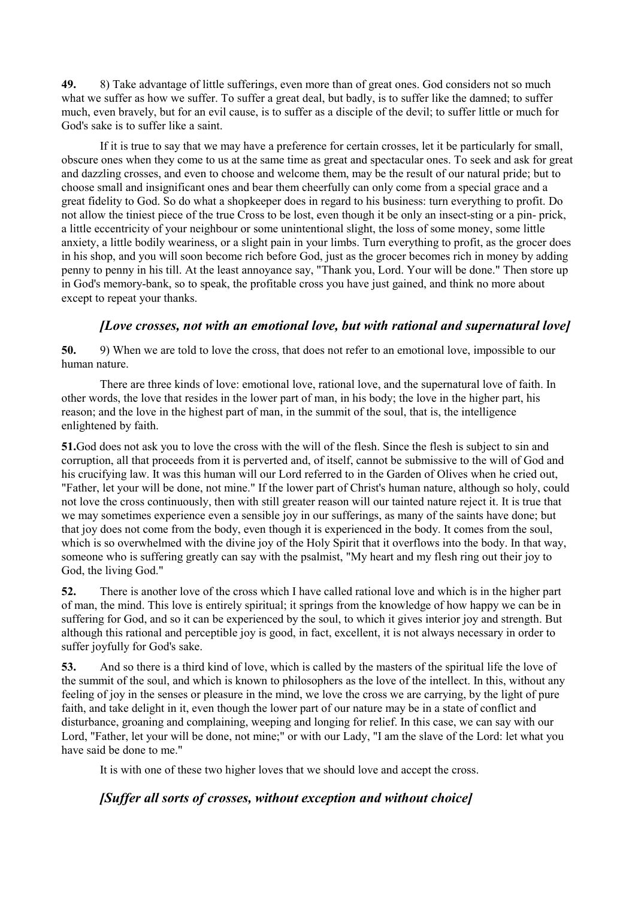**49.** 8) Take advantage of little sufferings, even more than of great ones. God considers not so much what we suffer as how we suffer. To suffer a great deal, but badly, is to suffer like the damned; to suffer much, even bravely, but for an evil cause, is to suffer as a disciple of the devil; to suffer little or much for God's sake is to suffer like a saint.

If it is true to say that we may have a preference for certain crosses, let it be particularly for small, obscure ones when they come to us at the same time as great and spectacular ones. To seek and ask for great and dazzling crosses, and even to choose and welcome them, may be the result of our natural pride; but to choose small and insignificant ones and bear them cheerfully can only come from a special grace and a great fidelity to God. So do what a shopkeeper does in regard to his business: turn everything to profit. Do not allow the tiniest piece of the true Cross to be lost, even though it be only an insect-sting or a pin- prick, a little eccentricity of your neighbour or some unintentional slight, the loss of some money, some little anxiety, a little bodily weariness, or a slight pain in your limbs. Turn everything to profit, as the grocer does in his shop, and you will soon become rich before God, just as the grocer becomes rich in money by adding penny to penny in his till. At the least annoyance say, "Thank you, Lord. Your will be done." Then store up in God's memory-bank, so to speak, the profitable cross you have just gained, and think no more about except to repeat your thanks.

### *[Love crosses, not with an emotional love, but with rational and supernatural love]*

**50.** 9) When we are told to love the cross, that does not refer to an emotional love, impossible to our human nature.

There are three kinds of love: emotional love, rational love, and the supernatural love of faith. In other words, the love that resides in the lower part of man, in his body; the love in the higher part, his reason; and the love in the highest part of man, in the summit of the soul, that is, the intelligence enlightened by faith.

**51.**God does not ask you to love the cross with the will of the flesh. Since the flesh is subject to sin and corruption, all that proceeds from it is perverted and, of itself, cannot be submissive to the will of God and his crucifying law. It was this human will our Lord referred to in the Garden of Olives when he cried out, "Father, let your will be done, not mine." If the lower part of Christ's human nature, although so holy, could not love the cross continuously, then with still greater reason will our tainted nature reject it. It is true that we may sometimes experience even a sensible joy in our sufferings, as many of the saints have done; but that joy does not come from the body, even though it is experienced in the body. It comes from the soul, which is so overwhelmed with the divine joy of the Holy Spirit that it overflows into the body. In that way, someone who is suffering greatly can say with the psalmist, "My heart and my flesh ring out their joy to God, the living God."

**52.** There is another love of the cross which I have called rational love and which is in the higher part of man, the mind. This love is entirely spiritual; it springs from the knowledge of how happy we can be in suffering for God, and so it can be experienced by the soul, to which it gives interior joy and strength. But although this rational and perceptible joy is good, in fact, excellent, it is not always necessary in order to suffer joyfully for God's sake.

**53.** And so there is a third kind of love, which is called by the masters of the spiritual life the love of the summit of the soul, and which is known to philosophers as the love of the intellect. In this, without any feeling of joy in the senses or pleasure in the mind, we love the cross we are carrying, by the light of pure faith, and take delight in it, even though the lower part of our nature may be in a state of conflict and disturbance, groaning and complaining, weeping and longing for relief. In this case, we can say with our Lord, "Father, let your will be done, not mine;" or with our Lady, "I am the slave of the Lord: let what you have said be done to me."

It is with one of these two higher loves that we should love and accept the cross.

### *[Suffer all sorts of crosses, without exception and without choice]*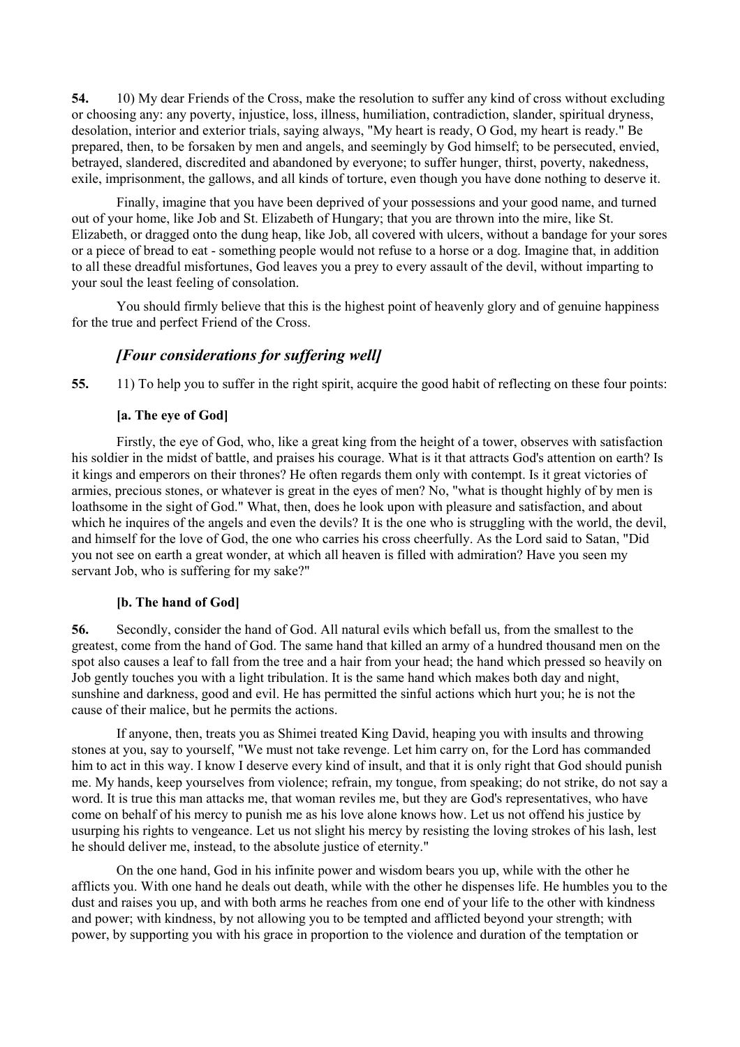**54.** 10) My dear Friends of the Cross, make the resolution to suffer any kind of cross without excluding or choosing any: any poverty, injustice, loss, illness, humiliation, contradiction, slander, spiritual dryness, desolation, interior and exterior trials, saying always, "My heart is ready, O God, my heart is ready." Be prepared, then, to be forsaken by men and angels, and seemingly by God himself; to be persecuted, envied, betrayed, slandered, discredited and abandoned by everyone; to suffer hunger, thirst, poverty, nakedness, exile, imprisonment, the gallows, and all kinds of torture, even though you have done nothing to deserve it.

Finally, imagine that you have been deprived of your possessions and your good name, and turned out of your home, like Job and St. Elizabeth of Hungary; that you are thrown into the mire, like St. Elizabeth, or dragged onto the dung heap, like Job, all covered with ulcers, without a bandage for your sores or a piece of bread to eat - something people would not refuse to a horse or a dog. Imagine that, in addition to all these dreadful misfortunes, God leaves you a prey to every assault of the devil, without imparting to your soul the least feeling of consolation.

You should firmly believe that this is the highest point of heavenly glory and of genuine happiness for the true and perfect Friend of the Cross.

## *[Four considerations for suffering well]*

**55.** 11) To help you to suffer in the right spirit, acquire the good habit of reflecting on these four points:

### [a. The eye of God]

Firstly, the eye of God, who, like a great king from the height of a tower, observes with satisfaction his soldier in the midst of battle, and praises his courage. What is it that attracts God's attention on earth? Is it kings and emperors on their thrones? He often regards them only with contempt. Is it great victories of armies, precious stones, or whatever is great in the eyes of men? No, "what is thought highly of by men is loathsome in the sight of God." What, then, does he look upon with pleasure and satisfaction, and about which he inquires of the angels and even the devils? It is the one who is struggling with the world, the devil, and himself for the love of God, the one who carries his cross cheerfully. As the Lord said to Satan, "Did you not see on earth a great wonder, at which all heaven is filled with admiration? Have you seen my servant Job, who is suffering for my sake?"

### [b. The hand of God]

**56.** Secondly, consider the hand of God. All natural evils which befall us, from the smallest to the greatest, come from the hand of God. The same hand that killed an army of a hundred thousand men on the spot also causes a leaf to fall from the tree and a hair from your head; the hand which pressed so heavily on Job gently touches you with a light tribulation. It is the same hand which makes both day and night, sunshine and darkness, good and evil. He has permitted the sinful actions which hurt you; he is not the cause of their malice, but he permits the actions.

If anyone, then, treats you as Shimei treated King David, heaping you with insults and throwing stones at you, say to yourself, "We must not take revenge. Let him carry on, for the Lord has commanded him to act in this way. I know I deserve every kind of insult, and that it is only right that God should punish me. My hands, keep yourselves from violence; refrain, my tongue, from speaking; do not strike, do not say a word. It is true this man attacks me, that woman reviles me, but they are God's representatives, who have come on behalf of his mercy to punish me as his love alone knows how. Let us not offend his justice by usurping his rights to vengeance. Let us not slight his mercy by resisting the loving strokes of his lash, lest he should deliver me, instead, to the absolute justice of eternity."

On the one hand, God in his infinite power and wisdom bears you up, while with the other he afflicts you. With one hand he deals out death, while with the other he dispenses life. He humbles you to the dust and raises you up, and with both arms he reaches from one end of your life to the other with kindness and power; with kindness, by not allowing you to be tempted and afflicted beyond your strength; with power, by supporting you with his grace in proportion to the violence and duration of the temptation or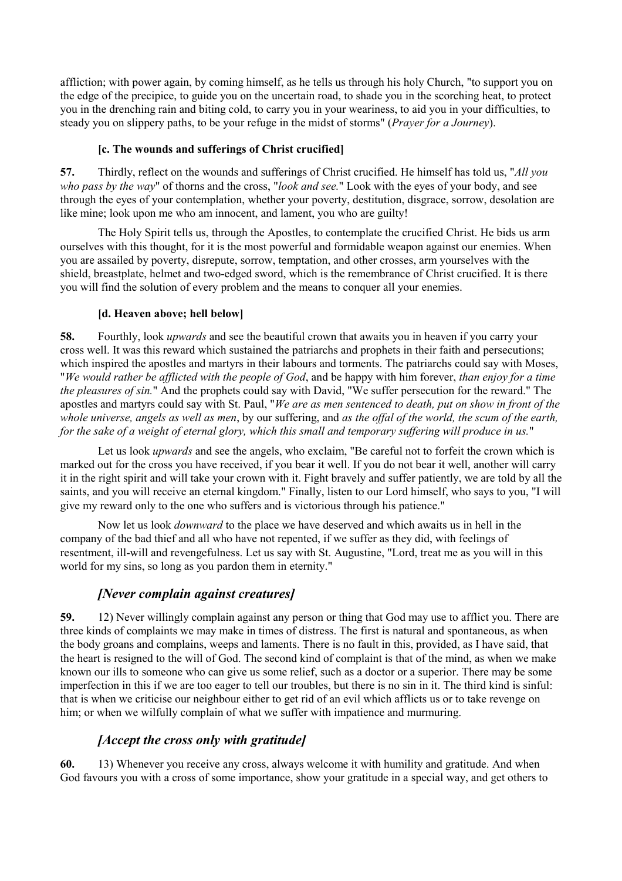affliction; with power again, by coming himself, as he tells us through his holy Church, "to support you on the edge of the precipice, to guide you on the uncertain road, to shade you in the scorching heat, to protect you in the drenching rain and biting cold, to carry you in your weariness, to aid you in your difficulties, to steady you on slippery paths, to be your refuge in the midst of storms" (*Prayer for a Journey*).

#### [c. The wounds and sufferings of Christ crucified]

**57.** Thirdly, reflect on the wounds and sufferings of Christ crucified. He himself has told us, "*All you who pass by the way*" of thorns and the cross, "*look and see.*" Look with the eyes of your body, and see through the eyes of your contemplation, whether your poverty, destitution, disgrace, sorrow, desolation are like mine; look upon me who am innocent, and lament, you who are guilty!

The Holy Spirit tells us, through the Apostles, to contemplate the crucified Christ. He bids us arm ourselves with this thought, for it is the most powerful and formidable weapon against our enemies. When you are assailed by poverty, disrepute, sorrow, temptation, and other crosses, arm yourselves with the shield, breastplate, helmet and two-edged sword, which is the remembrance of Christ crucified. It is there you will find the solution of every problem and the means to conquer all your enemies.

#### [d. Heaven above; hell below]

**58.** Fourthly, look *upwards* and see the beautiful crown that awaits you in heaven if you carry your cross well. It was this reward which sustained the patriarchs and prophets in their faith and persecutions; which inspired the apostles and martyrs in their labours and torments. The patriarchs could say with Moses, "*We would rather be afflicted with the people of God*, and be happy with him forever, *than enjoy for a time the pleasures of sin.*" And the prophets could say with David, "We suffer persecution for the reward." The apostles and martyrs could say with St. Paul, "*We are as men sentenced to death, put on show in front of the whole universe, angels as well as men*, by our suffering, and *as the offal of the world, the scum of the earth, for the sake of a weight of eternal glory, which this small and temporary suffering will produce in us.*"

Let us look *upwards* and see the angels, who exclaim, "Be careful not to forfeit the crown which is marked out for the cross you have received, if you bear it well. If you do not bear it well, another will carry it in the right spirit and will take your crown with it. Fight bravely and suffer patiently, we are told by all the saints, and you will receive an eternal kingdom." Finally, listen to our Lord himself, who says to you, "I will give my reward only to the one who suffers and is victorious through his patience."

Now let us look *downward* to the place we have deserved and which awaits us in hell in the company of the bad thief and all who have not repented, if we suffer as they did, with feelings of resentment, ill-will and revengefulness. Let us say with St. Augustine, "Lord, treat me as you will in this world for my sins, so long as you pardon them in eternity."

### *[Never complain against creatures]*

**59.** 12) Never willingly complain against any person or thing that God may use to afflict you. There are three kinds of complaints we may make in times of distress. The first is natural and spontaneous, as when the body groans and complains, weeps and laments. There is no fault in this, provided, as I have said, that the heart is resigned to the will of God. The second kind of complaint is that of the mind, as when we make known our ills to someone who can give us some relief, such as a doctor or a superior. There may be some imperfection in this if we are too eager to tell our troubles, but there is no sin in it. The third kind is sinful: that is when we criticise our neighbour either to get rid of an evil which afflicts us or to take revenge on him; or when we wilfully complain of what we suffer with impatience and murmuring.

### *[Accept the cross only with gratitude]*

**60.** 13) Whenever you receive any cross, always welcome it with humility and gratitude. And when God favours you with a cross of some importance, show your gratitude in a special way, and get others to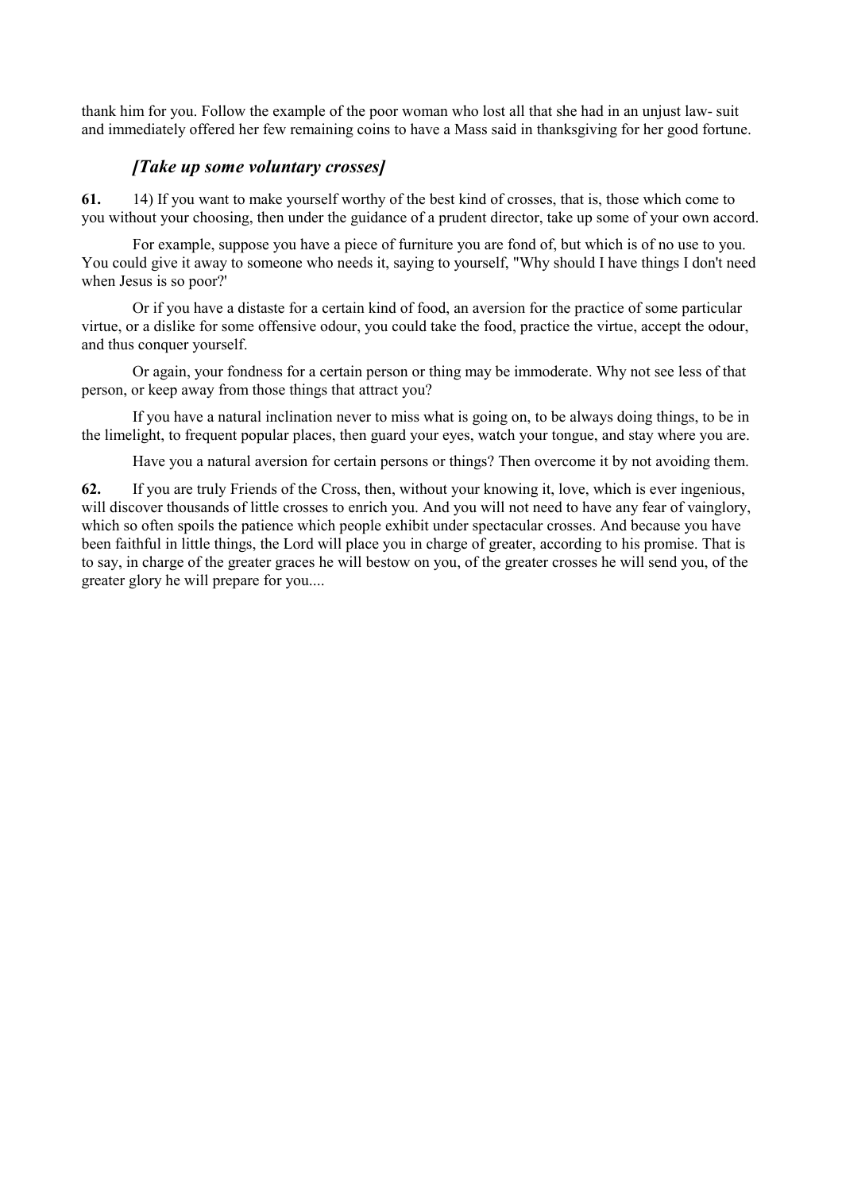thank him for you. Follow the example of the poor woman who lost all that she had in an unjust law- suit and immediately offered her few remaining coins to have a Mass said in thanksgiving for her good fortune.

### *[Take up some voluntary crosses]*

**61.** 14) If you want to make yourself worthy of the best kind of crosses, that is, those which come to you without your choosing, then under the guidance of a prudent director, take up some of your own accord.

For example, suppose you have a piece of furniture you are fond of, but which is of no use to you. You could give it away to someone who needs it, saying to yourself, "Why should I have things I don't need when Jesus is so poor?'

Or if you have a distaste for a certain kind of food, an aversion for the practice of some particular virtue, or a dislike for some offensive odour, you could take the food, practice the virtue, accept the odour, and thus conquer yourself.

Or again, your fondness for a certain person or thing may be immoderate. Why not see less of that person, or keep away from those things that attract you?

If you have a natural inclination never to miss what is going on, to be always doing things, to be in the limelight, to frequent popular places, then guard your eyes, watch your tongue, and stay where you are.

Have you a natural aversion for certain persons or things? Then overcome it by not avoiding them.

**62.** If you are truly Friends of the Cross, then, without your knowing it, love, which is ever ingenious, will discover thousands of little crosses to enrich you. And you will not need to have any fear of vainglory, which so often spoils the patience which people exhibit under spectacular crosses. And because you have been faithful in little things, the Lord will place you in charge of greater, according to his promise. That is to say, in charge of the greater graces he will bestow on you, of the greater crosses he will send you, of the greater glory he will prepare for you....